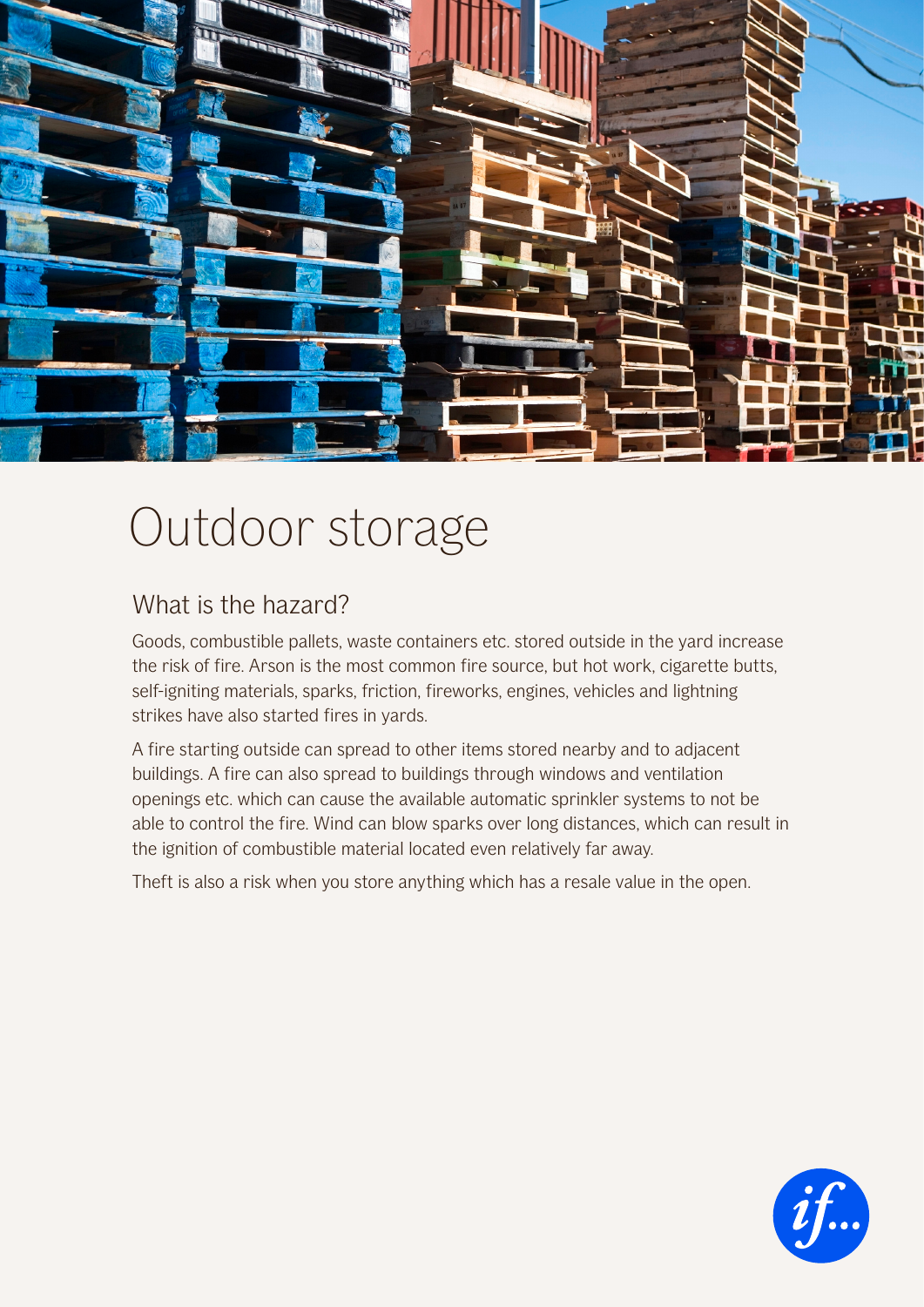# Outdoor storage

## What is the hazard?

Goods, combustible pallets, waste containers etc. stored outside in the yard increase the risk of fire. Arson is the most common fire source, but hot work, cigarette butts, self-igniting materials, sparks, friction, fireworks, engines, vehicles and lightning strikes have also started fires in yards.

A fire starting outside can spread to other items stored nearby and to adjacent buildings. A fire can also spread to buildings through windows and ventilation openings etc. which can cause the available automatic sprinkler systems to not be able to control the fire. Wind can blow sparks over long distances, which can result in the ignition of combustible material located even relatively far away.

Theft is also a risk when you store anything which has a resale value in the open.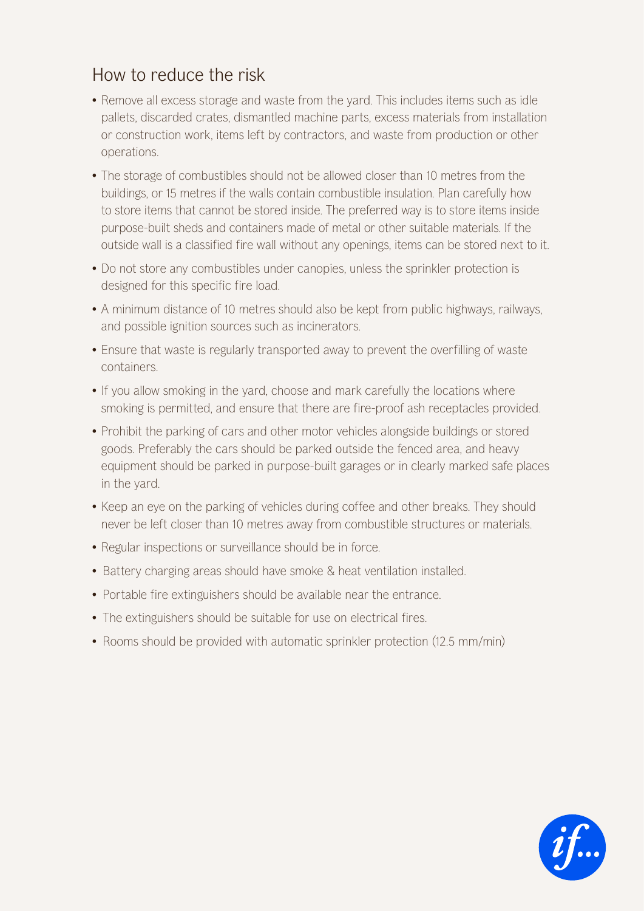## How to reduce the risk

- Remove all excess storage and waste from the yard. This includes items such as idle pallets, discarded crates, dismantled machine parts, excess materials from installation or construction work, items left by contractors, and waste from production or other operations.
- The storage of combustibles should not be allowed closer than 10 metres from the buildings, or 15 metres if the walls contain combustible insulation. Plan carefully how to store items that cannot be stored inside. The preferred way is to store items inside purpose-built sheds and containers made of metal or other suitable materials. If the outside wall is a classified fire wall without any openings, items can be stored next to it.
- Do not store any combustibles under canopies, unless the sprinkler protection is designed for this specific fire load.
- A minimum distance of 10 metres should also be kept from public highways, railways, and possible ignition sources such as incinerators.
- Ensure that waste is regularly transported away to prevent the overfilling of waste containers.
- If you allow smoking in the yard, choose and mark carefully the locations where smoking is permitted, and ensure that there are fire-proof ash receptacles provided.
- Prohibit the parking of cars and other motor vehicles alongside buildings or stored goods. Preferably the cars should be parked outside the fenced area, and heavy equipment should be parked in purpose-built garages or in clearly marked safe places in the yard.
- Keep an eye on the parking of vehicles during coffee and other breaks. They should never be left closer than 10 metres away from combustible structures or materials.
- Regular inspections or surveillance should be in force.
- Battery charging areas should have smoke & heat ventilation installed.
- Portable fire extinguishers should be available near the entrance.
- The extinguishers should be suitable for use on electrical fires.
- Rooms should be provided with automatic sprinkler protection (12.5 mm/min)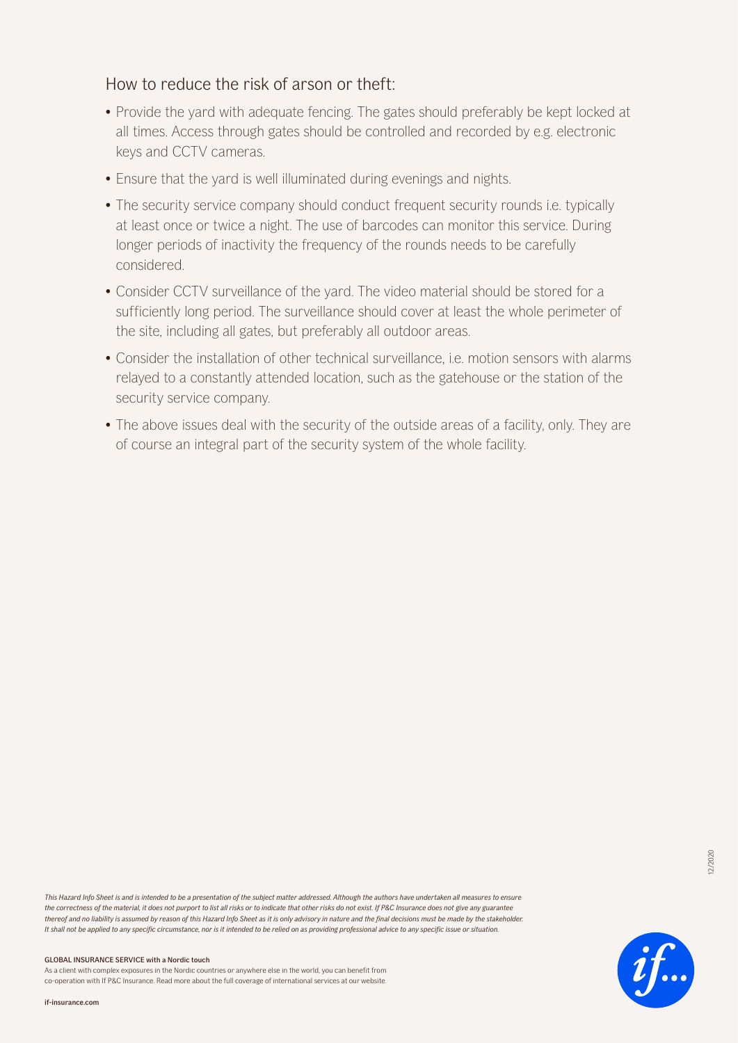## How to reduce the risk of arson or theft:

- Provide the yard with adequate fencing. The gates should preferably be kept locked at all times. Access through gates should be controlled and recorded by e.g. electronic keys and CCTV cameras.
- Ensure that the yard is well illuminated during evenings and nights.
- The security service company should conduct frequent security rounds i.e. typically at least once or twice a night. The use of barcodes can monitor this service. During longer periods of inactivity the frequency of the rounds needs to be carefully considered.
- Consider CCTV surveillance of the yard. The video material should be stored for a sufficiently long period. The surveillance should cover at least the whole perimeter of the site, including all gates, but preferably all outdoor areas.
- Consider the installation of other technical surveillance, i.e. motion sensors with alarms relayed to a constantly attended location, such as the gatehouse or the station of the security service company.
- The above issues deal with the security of the outside areas of a facility, only. They are of course an integral part of the security system of the whole facility.

*This Hazard Info Sheet is and is intended to be a presentation of the subject matter addressed. Although the authors have undertaken all measures to ensure the correctness of the material, it does not purport to list all risks or to indicate that other risks do not exist. If P&C Insurance does not give any guarantee thereof and no liability is assumed by reason of this Hazard Info Sheet as it is only advisory in nature and the final decisions must be made by the stakeholder. It shall not be applied to any specific circumstance, nor is it intended to be relied on as providing professional advice to any specific issue or situation.*

12/2020

**GLOBAL INSURANCE SERVICE with a Nordic touch**

As a client with complex exposures in the Nordic countries or anywhere else in the world, you can benefit from co-operation with If P&C Insurance. Read more about the full coverage of international services at our website.

**if-insurance.com**